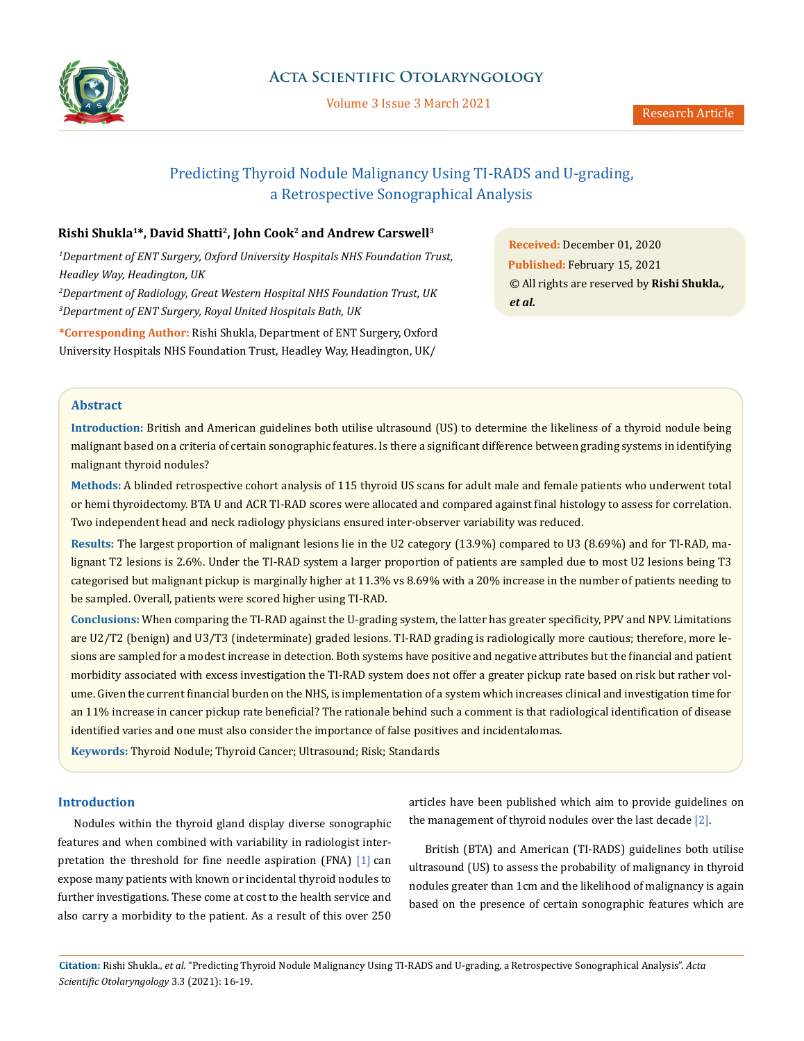# Predicting Thyroid Nodule Malignancy Using TI-RADS and U-grading, a Retrospective Sonographical Analysis

**Rishi Shukla[1]*, David Shatti[2], John Cook[2] and Andrew Carswell[3]**

*[1]Department of ENT Surgery, Oxford University Hospitals NHS Foundation Trust, Headley Way, Headington, UK*

*[2]Department of Radiology, Great Western Hospital NHS Foundation Trust, UK*

*[3]Department of ENT Surgery, Royal United Hospitals Bath, UK*

**\*Corresponding Author:** Rishi Shukla, Department of ENT Surgery, Oxford University Hospitals NHS Foundation Trust, Headley Way, Headington, UK/

**Received:** December 01, 2020

**Published:** February 15, 2021

© All rights are reserved by **Rishi Shukla., *et al.***

## Abstract

**Introduction:** British and American guidelines both utilise ultrasound (US) to determine the likeliness of a thyroid nodule being malignant based on a criteria of certain sonographic features. Is there a significant difference between grading systems in identifying malignant thyroid nodules?

**Methods:** A blinded retrospective cohort analysis of 115 thyroid US scans for adult male and female patients who underwent total or hemi thyroidectomy. BTA U and ACR TI-RAD scores were allocated and compared against final histology to assess for correlation. Two independent head and neck radiology physicians ensured inter-observer variability was reduced.

**Results:** The largest proportion of malignant lesions lie in the U2 category (13.9%) compared to U3 (8.69%) and for TI-RAD, malignant T2 lesions is 2.6%. Under the TI-RAD system a larger proportion of patients are sampled due to most U2 lesions being T3 categorised but malignant pickup is marginally higher at 11.3% vs 8.69% with a 20% increase in the number of patients needing to be sampled. Overall, patients were scored higher using TI-RAD.

**Conclusions:** When comparing the TI-RAD against the U-grading system, the latter has greater specificity, PPV and NPV. Limitations are U2/T2 (benign) and U3/T3 (indeterminate) graded lesions. TI-RAD grading is radiologically more cautious; therefore, more lesions are sampled for a modest increase in detection. Both systems have positive and negative attributes but the financial and patient morbidity associated with excess investigation the TI-RAD system does not offer a greater pickup rate based on risk but rather volume. Given the current financial burden on the NHS, is implementation of a system which increases clinical and investigation time for an 11% increase in cancer pickup rate beneficial? The rationale behind such a comment is that radiological identification of disease identified varies and one must also consider the importance of false positives and incidentalomas.

**Keywords:** Thyroid Nodule; Thyroid Cancer; Ultrasound; Risk; Standards

## Introduction

Nodules within the thyroid gland display diverse sonographic features and when combined with variability in radiologist interpretation the threshold for fine needle aspiration (FNA) [1] can expose many patients with known or incidental thyroid nodules to further investigations. These come at cost to the health service and also carry a morbidity to the patient. As a result of this over 250 articles have been published which aim to provide guidelines on the management of thyroid nodules over the last decade [2].

British (BTA) and American (TI-RADS) guidelines both utilise ultrasound (US) to assess the probability of malignancy in thyroid nodules greater than 1cm and the likelihood of malignancy is again based on the presence of certain sonographic features which are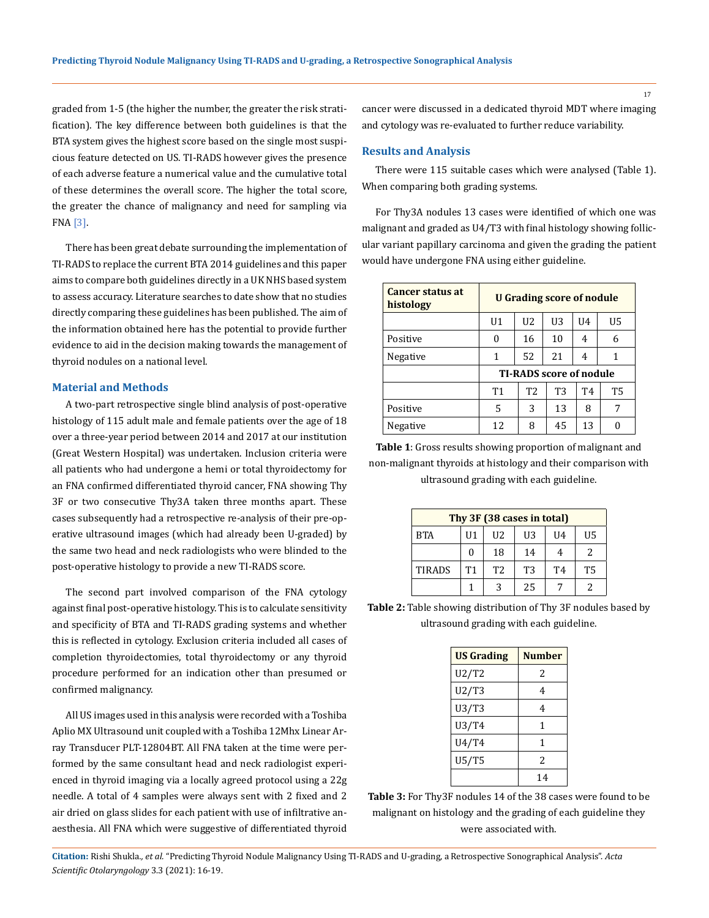graded from 1-5 (the higher the number, the greater the risk stratification). The key difference between both guidelines is that the BTA system gives the highest score based on the single most suspicious feature detected on US. TI-RADS however gives the presence of each adverse feature a numerical value and the cumulative total of these determines the overall score. The higher the total score, the greater the chance of malignancy and need for sampling via FNA [3].

There has been great debate surrounding the implementation of TI-RADS to replace the current BTA 2014 guidelines and this paper aims to compare both guidelines directly in a UK NHS based system to assess accuracy. Literature searches to date show that no studies directly comparing these guidelines has been published. The aim of the information obtained here has the potential to provide further evidence to aid in the decision making towards the management of thyroid nodules on a national level.

## Material and Methods

A two-part retrospective single blind analysis of post-operative histology of 115 adult male and female patients over the age of 18 over a three-year period between 2014 and 2017 at our institution (Great Western Hospital) was undertaken. Inclusion criteria were all patients who had undergone a hemi or total thyroidectomy for an FNA confirmed differentiated thyroid cancer, FNA showing Thy 3F or two consecutive Thy3A taken three months apart. These cases subsequently had a retrospective re-analysis of their pre-operative ultrasound images (which had already been U-graded) by the same two head and neck radiologists who were blinded to the post-operative histology to provide a new TI-RADS score.

The second part involved comparison of the FNA cytology against final post-operative histology. This is to calculate sensitivity and specificity of BTA and TI-RADS grading systems and whether this is reflected in cytology. Exclusion criteria included all cases of completion thyroidectomies, total thyroidectomy or any thyroid procedure performed for an indication other than presumed or confirmed malignancy.

All US images used in this analysis were recorded with a Toshiba Aplio MX Ultrasound unit coupled with a Toshiba 12Mhx Linear Array Transducer PLT-12804BT. All FNA taken at the time were performed by the same consultant head and neck radiologist experienced in thyroid imaging via a locally agreed protocol using a 22g needle. A total of 4 samples were always sent with 2 fixed and 2 air dried on glass slides for each patient with use of infiltrative anaesthesia. All FNA which were suggestive of differentiated thyroid cancer were discussed in a dedicated thyroid MDT where imaging and cytology was re-evaluated to further reduce variability.

## Results and Analysis

There were 115 suitable cases which were analysed (Table 1). When comparing both grading systems.

For Thy3A nodules 13 cases were identified of which one was malignant and graded as U4/T3 with final histology showing follicular variant papillary carcinoma and given the grading the patient would have undergone FNA using either guideline.

| **Cancer status at histology** | **U Grading score of nodule** | | | | |
|---|---|---|---|---|---|
| | U1 | U2 | U3 | U4 | U5 |
| Positive | 0 | 16 | 10 | 4 | 6 |
| Negative | 1 | 52 | 21 | 4 | 1 |
| | **TI-RADS score of nodule** | | | | |
| | T1 | T2 | T3 | T4 | T5 |
| Positive | 5 | 3 | 13 | 8 | 7 |
| Negative | 12 | 8 | 45 | 13 | 0 |

**Table 1**: Gross results showing proportion of malignant and non-malignant thyroids at histology and their comparison with ultrasound grading with each guideline.

| **Thy 3F (38 cases in total)** | | | | | |
|---|---|---|---|---|---|
| BTA | U1 | U2 | U3 | U4 | U5 |
| | 0 | 18 | 14 | 4 | 2 |
| TIRADS | T1 | T2 | T3 | T4 | T5 |
| | 1 | 3 | 25 | 7 | 2 |

**Table 2:** Table showing distribution of Thy 3F nodules based by ultrasound grading with each guideline.

| **US Grading** | **Number** |
|---|---|
| U2/T2 | 2 |
| U2/T3 | 4 |
| U3/T3 | 4 |
| U3/T4 | 1 |
| U4/T4 | 1 |
| U5/T5 | 2 |
| | 14 |

**Table 3:** For Thy3F nodules 14 of the 38 cases were found to be malignant on histology and the grading of each guideline they were associated with.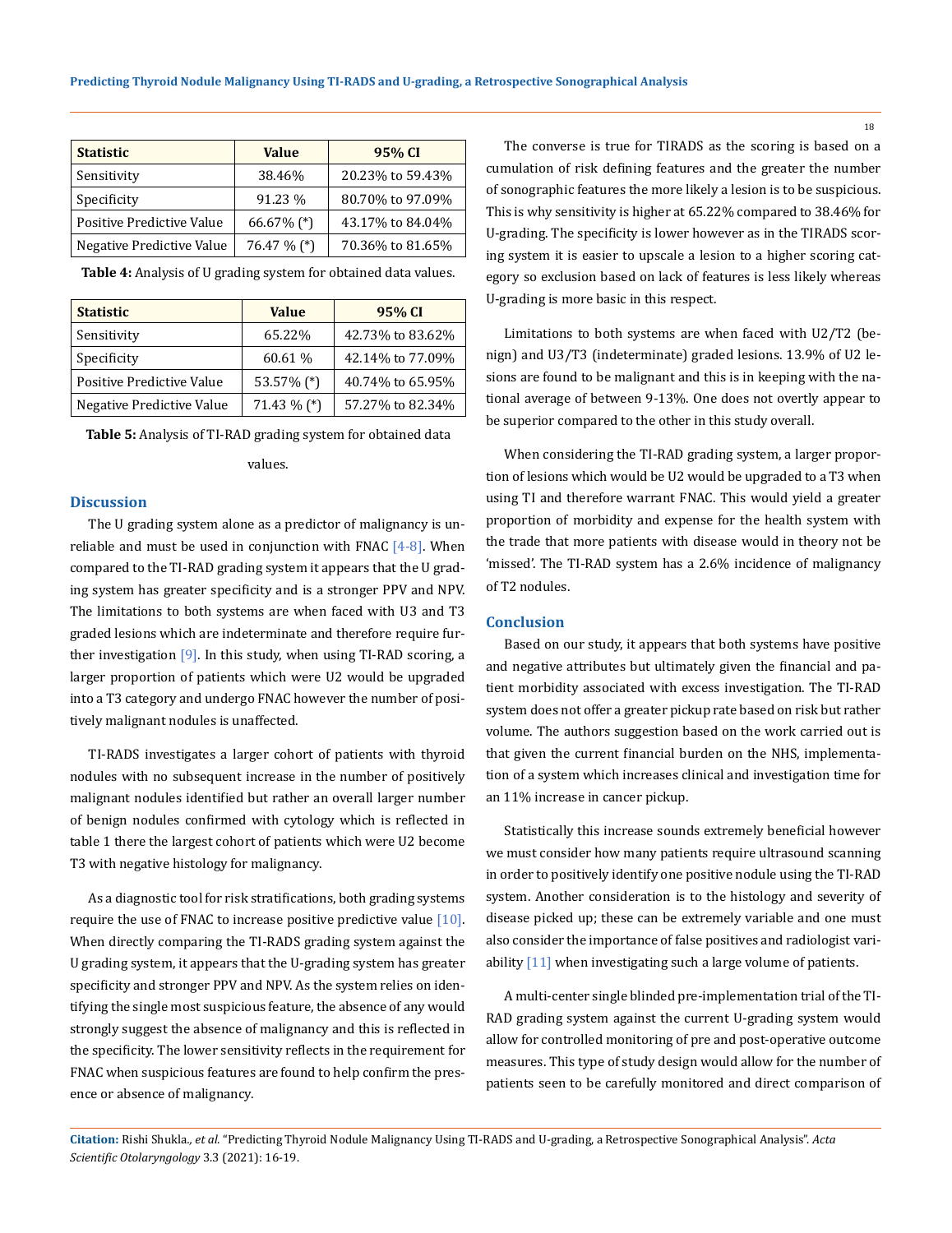| Statistic | Value | 95% CI |
| --- | --- | --- |
| Sensitivity | 38.46% | 20.23% to 59.43% |
| Specificity | 91.23 % | 80.70% to 97.09% |
| Positive Predictive Value | 66.67% (*) | 43.17% to 84.04% |
| Negative Predictive Value | 76.47 % (*) | 70.36% to 81.65% |

**Table 4:** Analysis of U grading system for obtained data values.

| Statistic | Value | 95% CI |
| --- | --- | --- |
| Sensitivity | 65.22% | 42.73% to 83.62% |
| Specificity | 60.61 % | 42.14% to 77.09% |
| Positive Predictive Value | 53.57% (*) | 40.74% to 65.95% |
| Negative Predictive Value | 71.43 % (*) | 57.27% to 82.34% |

**Table 5:** Analysis of TI-RAD grading system for obtained data values.

## Discussion

The U grading system alone as a predictor of malignancy is unreliable and must be used in conjunction with FNAC [4-8]. When compared to the TI-RAD grading system it appears that the U grading system has greater specificity and is a stronger PPV and NPV. The limitations to both systems are when faced with U3 and T3 graded lesions which are indeterminate and therefore require further investigation [9]. In this study, when using TI-RAD scoring, a larger proportion of patients which were U2 would be upgraded into a T3 category and undergo FNAC however the number of positively malignant nodules is unaffected.

TI-RADS investigates a larger cohort of patients with thyroid nodules with no subsequent increase in the number of positively malignant nodules identified but rather an overall larger number of benign nodules confirmed with cytology which is reflected in table 1 there the largest cohort of patients which were U2 become T3 with negative histology for malignancy.

As a diagnostic tool for risk stratifications, both grading systems require the use of FNAC to increase positive predictive value [10]. When directly comparing the TI-RADS grading system against the U grading system, it appears that the U-grading system has greater specificity and stronger PPV and NPV. As the system relies on identifying the single most suspicious feature, the absence of any would strongly suggest the absence of malignancy and this is reflected in the specificity. The lower sensitivity reflects in the requirement for FNAC when suspicious features are found to help confirm the presence or absence of malignancy.

The converse is true for TIRADS as the scoring is based on a cumulation of risk defining features and the greater the number of sonographic features the more likely a lesion is to be suspicious. This is why sensitivity is higher at 65.22% compared to 38.46% for U-grading. The specificity is lower however as in the TIRADS scoring system it is easier to upscale a lesion to a higher scoring category so exclusion based on lack of features is less likely whereas U-grading is more basic in this respect.

Limitations to both systems are when faced with U2/T2 (benign) and U3/T3 (indeterminate) graded lesions. 13.9% of U2 lesions are found to be malignant and this is in keeping with the national average of between 9-13%. One does not overtly appear to be superior compared to the other in this study overall.

When considering the TI-RAD grading system, a larger proportion of lesions which would be U2 would be upgraded to a T3 when using TI and therefore warrant FNAC. This would yield a greater proportion of morbidity and expense for the health system with the trade that more patients with disease would in theory not be 'missed'. The TI-RAD system has a 2.6% incidence of malignancy of T2 nodules.

## Conclusion

Based on our study, it appears that both systems have positive and negative attributes but ultimately given the financial and patient morbidity associated with excess investigation. The TI-RAD system does not offer a greater pickup rate based on risk but rather volume. The authors suggestion based on the work carried out is that given the current financial burden on the NHS, implementation of a system which increases clinical and investigation time for an 11% increase in cancer pickup.

Statistically this increase sounds extremely beneficial however we must consider how many patients require ultrasound scanning in order to positively identify one positive nodule using the TI-RAD system. Another consideration is to the histology and severity of disease picked up; these can be extremely variable and one must also consider the importance of false positives and radiologist variability [11] when investigating such a large volume of patients.

A multi-center single blinded pre-implementation trial of the TI-RAD grading system against the current U-grading system would allow for controlled monitoring of pre and post-operative outcome measures. This type of study design would allow for the number of patients seen to be carefully monitored and direct comparison of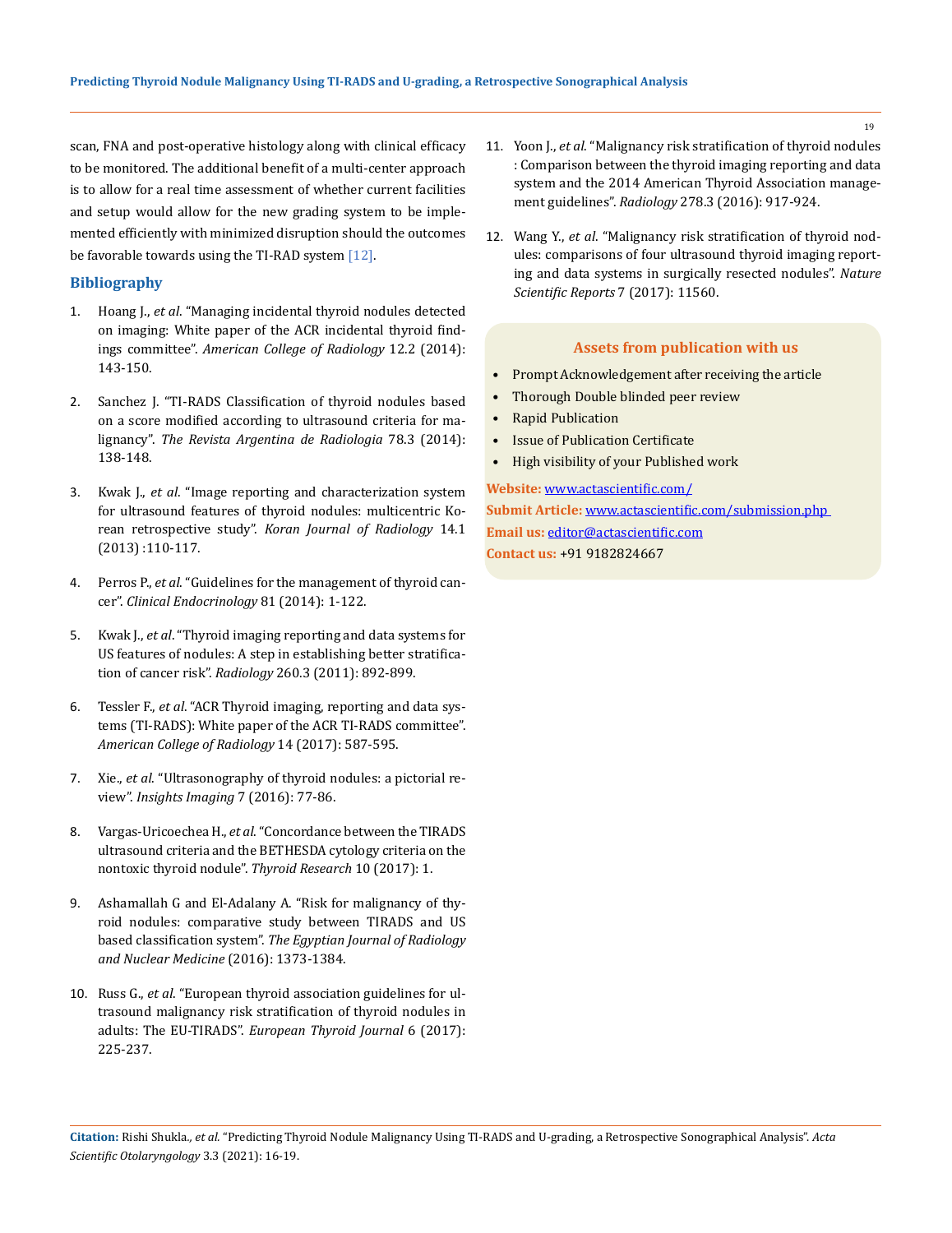scan, FNA and post-operative histology along with clinical efficacy to be monitored. The additional benefit of a multi-center approach is to allow for a real time assessment of whether current facilities and setup would allow for the new grading system to be implemented efficiently with minimized disruption should the outcomes be favorable towards using the TI-RAD system [12].

## Bibliography

1. Hoang J., *et al*. "Managing incidental thyroid nodules detected on imaging: White paper of the ACR incidental thyroid findings committee". *American College of Radiology* 12.2 (2014): 143-150.
2. Sanchez J. "TI-RADS Classification of thyroid nodules based on a score modified according to ultrasound criteria for malignancy". *The Revista Argentina de Radiologia* 78.3 (2014): 138-148.
3. Kwak J., *et al*. "Image reporting and characterization system for ultrasound features of thyroid nodules: multicentric Korean retrospective study". *Koran Journal of Radiology* 14.1 (2013) :110-117.
4. Perros P., *et al*. "Guidelines for the management of thyroid cancer". *Clinical Endocrinology* 81 (2014): 1-122.
5. Kwak J., *et al*. "Thyroid imaging reporting and data systems for US features of nodules: A step in establishing better stratification of cancer risk". *Radiology* 260.3 (2011): 892-899.
6. Tessler F., *et al*. "ACR Thyroid imaging, reporting and data systems (TI-RADS): White paper of the ACR TI-RADS committee". *American College of Radiology* 14 (2017): 587-595.
7. Xie., *et al*. "Ultrasonography of thyroid nodules: a pictorial review". *Insights Imaging* 7 (2016): 77-86.
8. Vargas-Uricoechea H., *et al*. "Concordance between the TIRADS ultrasound criteria and the BETHESDA cytology criteria on the nontoxic thyroid nodule". *Thyroid Research* 10 (2017): 1.
9. Ashamallah G and El-Adalany A. "Risk for malignancy of thyroid nodules: comparative study between TIRADS and US based classification system". *The Egyptian Journal of Radiology and Nuclear Medicine* (2016): 1373-1384.
10. Russ G., *et al*. "European thyroid association guidelines for ultrasound malignancy risk stratification of thyroid nodules in adults: The EU-TIRADS". *European Thyroid Journal* 6 (2017): 225-237.
11. Yoon J., *et al*. "Malignancy risk stratification of thyroid nodules : Comparison between the thyroid imaging reporting and data system and the 2014 American Thyroid Association management guidelines". *Radiology* 278.3 (2016): 917-924.
12. Wang Y., *et al*. "Malignancy risk stratification of thyroid nodules: comparisons of four ultrasound thyroid imaging reporting and data systems in surgically resected nodules". *Nature Scientific Reports* 7 (2017): 11560.

**Assets from publication with us**

- Prompt Acknowledgement after receiving the article
- Thorough Double blinded peer review
- Rapid Publication
- Issue of Publication Certificate
- High visibility of your Published work

**Website:** www.actascientific.com/
**Submit Article:** www.actascientific.com/submission.php
**Email us:** editor@actascientific.com
**Contact us:** +91 9182824667